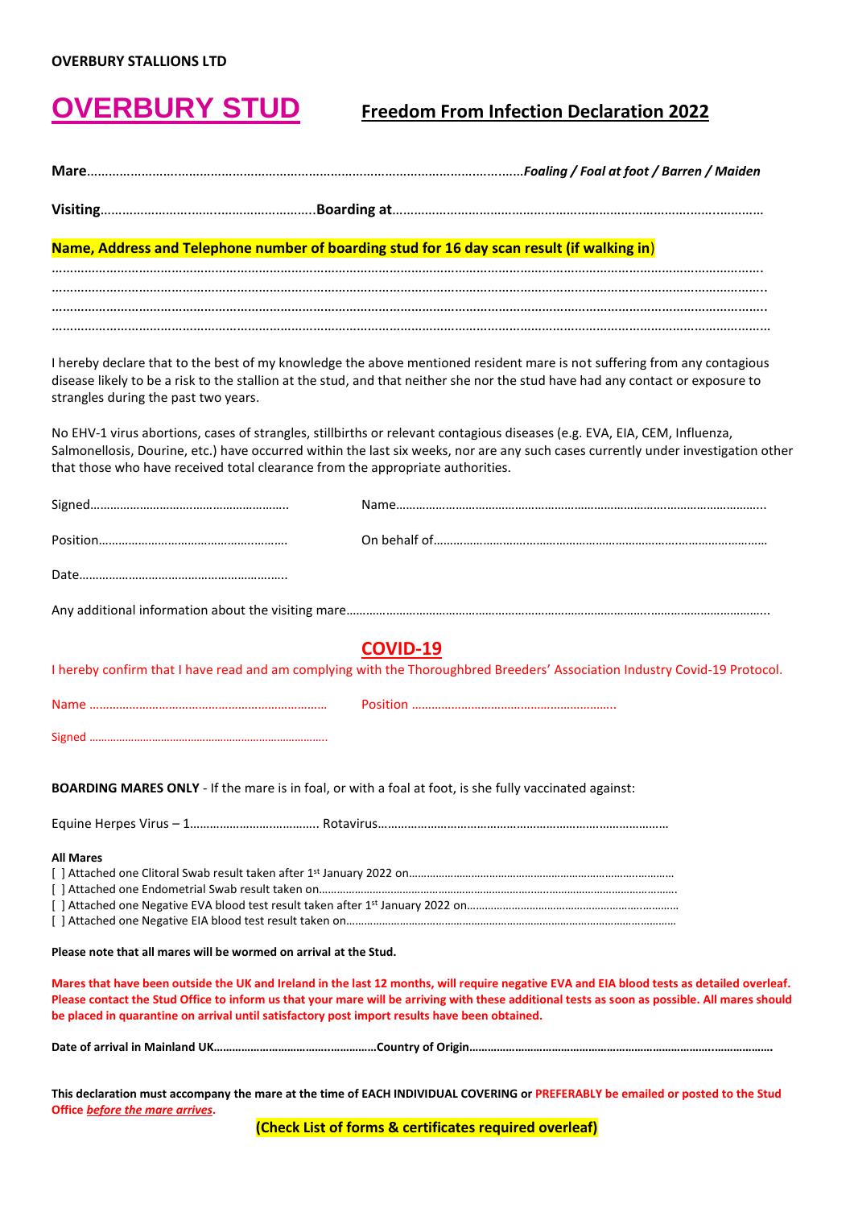**OVERBURY STALLIONS LTD**

# OVERBURY STUD

## Freedom From Infection Declaration 2022

**Mare**……………………………………………………………………………………………………*Foaling / Foal at foot / Barren / Maiden*

**Visiting**………………………..………………………..**Boarding at**……………………………………………………………………………………

**Name, Address and Telephone number of boarding stud for 16 day scan result (if walking in)**

……………………………………………………………………………………………………………………………………………………………
……………………………………………………………………………………………………………………………………………………………
……………………………………………………………………………………………………………………………………………………………
……………………………………………………………………………………………………………………………………………………………

I hereby declare that to the best of my knowledge the above mentioned resident mare is not suffering from any contagious disease likely to be a risk to the stallion at the stud, and that neither she nor the stud have had any contact or exposure to strangles during the past two years.

No EHV-1 virus abortions, cases of strangles, stillbirths or relevant contagious diseases (e.g. EVA, EIA, CEM, Influenza, Salmonellosis, Dourine, etc.) have occurred within the last six weeks, nor are any such cases currently under investigation other that those who have received total clearance from the appropriate authorities.

Signed…………………………………………………… Name………………………………………………………………………………………..

Position………………………………………………… On behalf of…………………………………………………………………………………

Date……………………………………………………..

Any additional information about the visiting mare……………………………………………………………………………………………………

## COVID-19

I hereby confirm that I have read and am complying with the Thoroughbred Breeders' Association Industry Covid-19 Protocol.

Name …………………………………………………………… Position ……………………………………………………..

Signed …………………………………………………………………….

**BOARDING MARES ONLY** - If the mare is in foal, or with a foal at foot, is she fully vaccinated against:

Equine Herpes Virus – 1………………………………. Rotavirus……………………………………………………………………………

**All Mares**

[ ] Attached one Clitoral Swab result taken after 1st January 2022 on…………………………………………………………………
[ ] Attached one Endometrial Swab result taken on……………………………………………………………………………………………
[ ] Attached one Negative EVA blood test result taken after 1st January 2022 on…………………………………………………
[ ] Attached one Negative EIA blood test result taken on……………………………………………………………………………………

**Please note that all mares will be wormed on arrival at the Stud.**

**Mares that have been outside the UK and Ireland in the last 12 months, will require negative EVA and EIA blood tests as detailed overleaf. Please contact the Stud Office to inform us that your mare will be arriving with these additional tests as soon as possible. All mares should be placed in quarantine on arrival until satisfactory post import results have been obtained.**

**Date of arrival in Mainland UK……………………………………………Country of Origin………………………………………………………………………**

**This declaration must accompany the mare at the time of EACH INDIVIDUAL COVERING or PREFERABLY be emailed or posted to the Stud Office *before the mare arrives*.**

**(Check List of forms & certificates required overleaf)**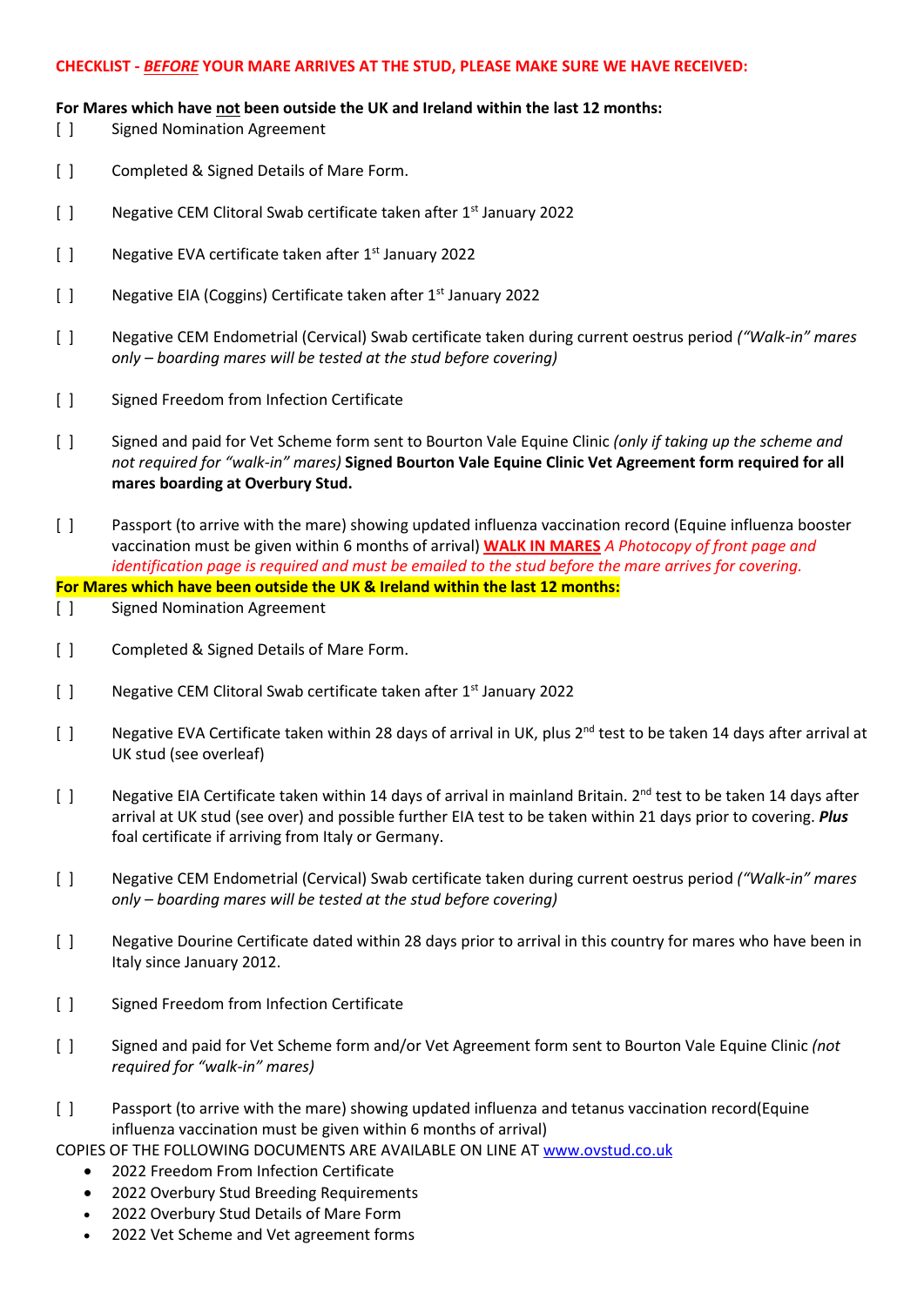**CHECKLIST - *BEFORE* YOUR MARE ARRIVES AT THE STUD, PLEASE MAKE SURE WE HAVE RECEIVED:**

**For Mares which have not been outside the UK and Ireland within the last 12 months:**

[ ] Signed Nomination Agreement

[ ] Completed & Signed Details of Mare Form.

[ ] Negative CEM Clitoral Swab certificate taken after 1st January 2022

[ ] Negative EVA certificate taken after 1st January 2022

[ ] Negative EIA (Coggins) Certificate taken after 1st January 2022

[ ] Negative CEM Endometrial (Cervical) Swab certificate taken during current oestrus period *("Walk-in" mares only – boarding mares will be tested at the stud before covering)*

[ ] Signed Freedom from Infection Certificate

[ ] Signed and paid for Vet Scheme form sent to Bourton Vale Equine Clinic *(only if taking up the scheme and not required for "walk-in" mares)* **Signed Bourton Vale Equine Clinic Vet Agreement form required for all mares boarding at Overbury Stud.**

[ ] Passport (to arrive with the mare) showing updated influenza vaccination record (Equine influenza booster vaccination must be given within 6 months of arrival) **WALK IN MARES** *A Photocopy of front page and identification page is required and must be emailed to the stud before the mare arrives for covering.*

**For Mares which have been outside the UK & Ireland within the last 12 months:**

[ ] Signed Nomination Agreement

[ ] Completed & Signed Details of Mare Form.

[ ] Negative CEM Clitoral Swab certificate taken after 1st January 2022

[ ] Negative EVA Certificate taken within 28 days of arrival in UK, plus 2nd test to be taken 14 days after arrival at UK stud (see overleaf)

[ ] Negative EIA Certificate taken within 14 days of arrival in mainland Britain. 2nd test to be taken 14 days after arrival at UK stud (see over) and possible further EIA test to be taken within 21 days prior to covering. ***Plus*** foal certificate if arriving from Italy or Germany.

[ ] Negative CEM Endometrial (Cervical) Swab certificate taken during current oestrus period *("Walk-in" mares only – boarding mares will be tested at the stud before covering)*

[ ] Negative Dourine Certificate dated within 28 days prior to arrival in this country for mares who have been in Italy since January 2012.

[ ] Signed Freedom from Infection Certificate

[ ] Signed and paid for Vet Scheme form and/or Vet Agreement form sent to Bourton Vale Equine Clinic *(not required for "walk-in" mares)*

[ ] Passport (to arrive with the mare) showing updated influenza and tetanus vaccination record(Equine influenza vaccination must be given within 6 months of arrival)

COPIES OF THE FOLLOWING DOCUMENTS ARE AVAILABLE ON LINE AT www.ovstud.co.uk

- 2022 Freedom From Infection Certificate
- 2022 Overbury Stud Breeding Requirements
- 2022 Overbury Stud Details of Mare Form
- 2022 Vet Scheme and Vet agreement forms